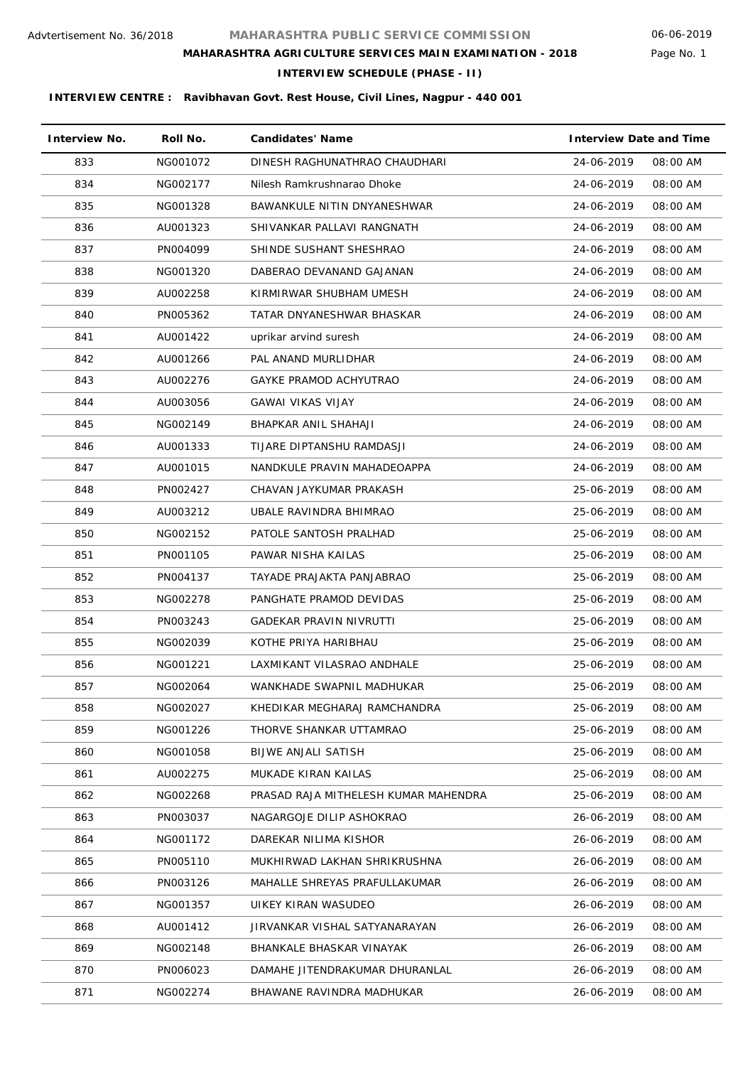Advtertisement No. 36/2018

# MAHARASHTRA PUBLIC SERVICE COMMISSION

06-06-2019

## MAHARASHTRA AGRICULTURE SERVICES MAIN EXAMINATION - 2018

### INTERVIEW SCHEDULE (PHASE - II)

**INTERVIEW CENTRE : Ravibhavan Govt. Rest House, Civil Lines, Nagpur - 440 001**

| Interview No. | Roll No. | Candidates' Name | Interview Date and Time | |
|---|---|---|---|---|
| 833 | NG001072 | DINESH RAGHUNATHRAO CHAUDHARI | 24-06-2019 | 08:00 AM |
| 834 | NG002177 | Nilesh Ramkrushnarao Dhoke | 24-06-2019 | 08:00 AM |
| 835 | NG001328 | BAWANKULE NITIN DNYANESHWAR | 24-06-2019 | 08:00 AM |
| 836 | AU001323 | SHIVANKAR PALLAVI RANGNATH | 24-06-2019 | 08:00 AM |
| 837 | PN004099 | SHINDE SUSHANT SHESHRAO | 24-06-2019 | 08:00 AM |
| 838 | NG001320 | DABERAO DEVANAND GAJANAN | 24-06-2019 | 08:00 AM |
| 839 | AU002258 | KIRMIRWAR SHUBHAM UMESH | 24-06-2019 | 08:00 AM |
| 840 | PN005362 | TATAR DNYANESHWAR BHASKAR | 24-06-2019 | 08:00 AM |
| 841 | AU001422 | uprikar arvind suresh | 24-06-2019 | 08:00 AM |
| 842 | AU001266 | PAL ANAND MURLIDHAR | 24-06-2019 | 08:00 AM |
| 843 | AU002276 | GAYKE PRAMOD ACHYUTRAO | 24-06-2019 | 08:00 AM |
| 844 | AU003056 | GAWAI VIKAS VIJAY | 24-06-2019 | 08:00 AM |
| 845 | NG002149 | BHAPKAR ANIL SHAHAJI | 24-06-2019 | 08:00 AM |
| 846 | AU001333 | TIJARE DIPTANSHU RAMDASJI | 24-06-2019 | 08:00 AM |
| 847 | AU001015 | NANDKULE PRAVIN MAHADEOAPPA | 24-06-2019 | 08:00 AM |
| 848 | PN002427 | CHAVAN JAYKUMAR PRAKASH | 25-06-2019 | 08:00 AM |
| 849 | AU003212 | UBALE RAVINDRA BHIMRAO | 25-06-2019 | 08:00 AM |
| 850 | NG002152 | PATOLE SANTOSH PRALHAD | 25-06-2019 | 08:00 AM |
| 851 | PN001105 | PAWAR NISHA KAILAS | 25-06-2019 | 08:00 AM |
| 852 | PN004137 | TAYADE PRAJAKTA PANJABRAO | 25-06-2019 | 08:00 AM |
| 853 | NG002278 | PANGHATE PRAMOD DEVIDAS | 25-06-2019 | 08:00 AM |
| 854 | PN003243 | GADEKAR PRAVIN NIVRUTTI | 25-06-2019 | 08:00 AM |
| 855 | NG002039 | KOTHE PRIYA HARIBHAU | 25-06-2019 | 08:00 AM |
| 856 | NG001221 | LAXMIKANT VILASRAO ANDHALE | 25-06-2019 | 08:00 AM |
| 857 | NG002064 | WANKHADE SWAPNIL MADHUKAR | 25-06-2019 | 08:00 AM |
| 858 | NG002027 | KHEDIKAR MEGHARAJ RAMCHANDRA | 25-06-2019 | 08:00 AM |
| 859 | NG001226 | THORVE SHANKAR UTTAMRAO | 25-06-2019 | 08:00 AM |
| 860 | NG001058 | BIJWE ANJALI SATISH | 25-06-2019 | 08:00 AM |
| 861 | AU002275 | MUKADE KIRAN KAILAS | 25-06-2019 | 08:00 AM |
| 862 | NG002268 | PRASAD RAJA MITHELESH KUMAR MAHENDRA | 25-06-2019 | 08:00 AM |
| 863 | PN003037 | NAGARGOJE DILIP ASHOKRAO | 26-06-2019 | 08:00 AM |
| 864 | NG001172 | DAREKAR NILIMA KISHOR | 26-06-2019 | 08:00 AM |
| 865 | PN005110 | MUKHIRWAD LAKHAN SHRIKRUSHNA | 26-06-2019 | 08:00 AM |
| 866 | PN003126 | MAHALLE SHREYAS PRAFULLAKUMAR | 26-06-2019 | 08:00 AM |
| 867 | NG001357 | UIKEY KIRAN WASUDEO | 26-06-2019 | 08:00 AM |
| 868 | AU001412 | JIRVANKAR VISHAL SATYANARAYAN | 26-06-2019 | 08:00 AM |
| 869 | NG002148 | BHANKALE BHASKAR VINAYAK | 26-06-2019 | 08:00 AM |
| 870 | PN006023 | DAMAHE JITENDRAKUMAR DHURANLAL | 26-06-2019 | 08:00 AM |
| 871 | NG002274 | BHAWANE RAVINDRA MADHUKAR | 26-06-2019 | 08:00 AM |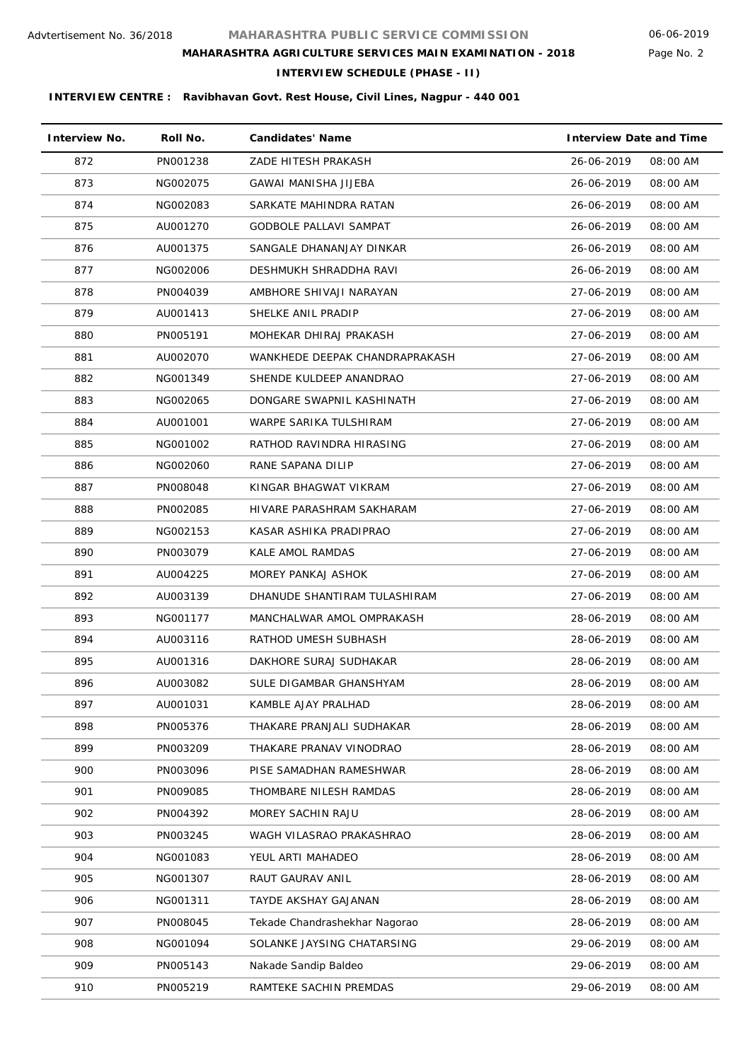**INTERVIEW CENTRE : Ravibhavan Govt. Rest House, Civil Lines, Nagpur - 440 001**

| Interview No. | Roll No. | Candidates' Name | Interview Date and Time | |
|---|---|---|---|---|
| 872 | PN001238 | ZADE HITESH PRAKASH | 26-06-2019 | 08:00 AM |
| 873 | NG002075 | GAWAI MANISHA JIJEBA | 26-06-2019 | 08:00 AM |
| 874 | NG002083 | SARKATE MAHINDRA RATAN | 26-06-2019 | 08:00 AM |
| 875 | AU001270 | GODBOLE PALLAVI SAMPAT | 26-06-2019 | 08:00 AM |
| 876 | AU001375 | SANGALE DHANANJAY DINKAR | 26-06-2019 | 08:00 AM |
| 877 | NG002006 | DESHMUKH SHRADDHA RAVI | 26-06-2019 | 08:00 AM |
| 878 | PN004039 | AMBHORE SHIVAJI NARAYAN | 27-06-2019 | 08:00 AM |
| 879 | AU001413 | SHELKE ANIL PRADIP | 27-06-2019 | 08:00 AM |
| 880 | PN005191 | MOHEKAR DHIRAJ PRAKASH | 27-06-2019 | 08:00 AM |
| 881 | AU002070 | WANKHEDE DEEPAK CHANDRAPRAKASH | 27-06-2019 | 08:00 AM |
| 882 | NG001349 | SHENDE KULDEEP ANANDRAO | 27-06-2019 | 08:00 AM |
| 883 | NG002065 | DONGARE SWAPNIL KASHINATH | 27-06-2019 | 08:00 AM |
| 884 | AU001001 | WARPE SARIKA TULSHIRAM | 27-06-2019 | 08:00 AM |
| 885 | NG001002 | RATHOD RAVINDRA HIRASING | 27-06-2019 | 08:00 AM |
| 886 | NG002060 | RANE SAPANA DILIP | 27-06-2019 | 08:00 AM |
| 887 | PN008048 | KINGAR BHAGWAT VIKRAM | 27-06-2019 | 08:00 AM |
| 888 | PN002085 | HIVARE PARASHRAM SAKHARAM | 27-06-2019 | 08:00 AM |
| 889 | NG002153 | KASAR ASHIKA PRADIPRAO | 27-06-2019 | 08:00 AM |
| 890 | PN003079 | KALE AMOL RAMDAS | 27-06-2019 | 08:00 AM |
| 891 | AU004225 | MOREY PANKAJ ASHOK | 27-06-2019 | 08:00 AM |
| 892 | AU003139 | DHANUDE SHANTIRAM TULASHIRAM | 27-06-2019 | 08:00 AM |
| 893 | NG001177 | MANCHALWAR AMOL OMPRAKASH | 28-06-2019 | 08:00 AM |
| 894 | AU003116 | RATHOD UMESH SUBHASH | 28-06-2019 | 08:00 AM |
| 895 | AU001316 | DAKHORE SURAJ SUDHAKAR | 28-06-2019 | 08:00 AM |
| 896 | AU003082 | SULE DIGAMBAR GHANSHYAM | 28-06-2019 | 08:00 AM |
| 897 | AU001031 | KAMBLE AJAY PRALHAD | 28-06-2019 | 08:00 AM |
| 898 | PN005376 | THAKARE PRANJALI SUDHAKAR | 28-06-2019 | 08:00 AM |
| 899 | PN003209 | THAKARE PRANAV VINODRAO | 28-06-2019 | 08:00 AM |
| 900 | PN003096 | PISE SAMADHAN RAMESHWAR | 28-06-2019 | 08:00 AM |
| 901 | PN009085 | THOMBARE NILESH RAMDAS | 28-06-2019 | 08:00 AM |
| 902 | PN004392 | MOREY SACHIN RAJU | 28-06-2019 | 08:00 AM |
| 903 | PN003245 | WAGH VILASRAO PRAKASHRAO | 28-06-2019 | 08:00 AM |
| 904 | NG001083 | YEUL ARTI MAHADEO | 28-06-2019 | 08:00 AM |
| 905 | NG001307 | RAUT GAURAV ANIL | 28-06-2019 | 08:00 AM |
| 906 | NG001311 | TAYDE AKSHAY GAJANAN | 28-06-2019 | 08:00 AM |
| 907 | PN008045 | Tekade Chandrashekhar Nagorao | 28-06-2019 | 08:00 AM |
| 908 | NG001094 | SOLANKE JAYSING CHATARSING | 29-06-2019 | 08:00 AM |
| 909 | PN005143 | Nakade Sandip Baldeo | 29-06-2019 | 08:00 AM |
| 910 | PN005219 | RAMTEKE SACHIN PREMDAS | 29-06-2019 | 08:00 AM |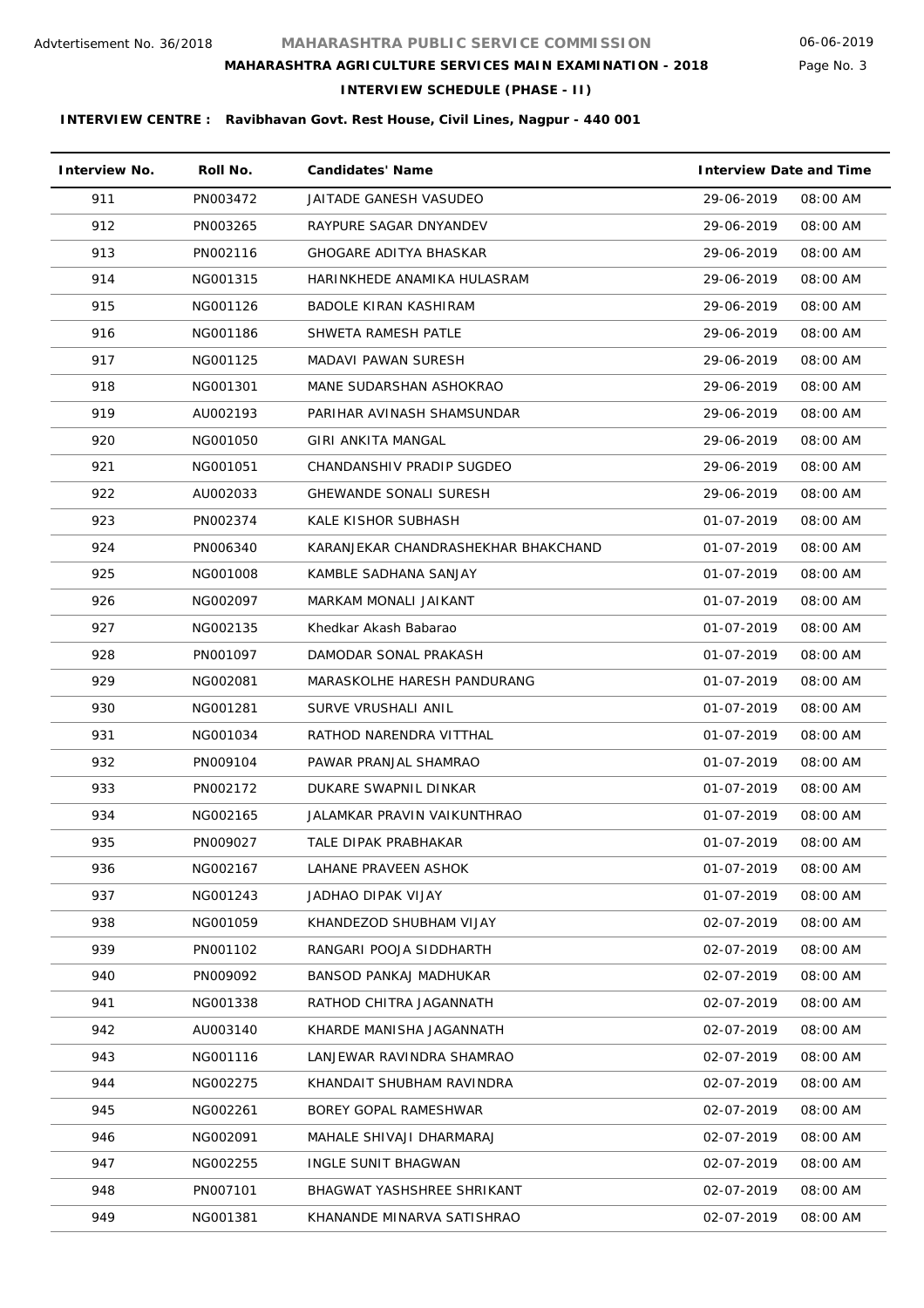**INTERVIEW CENTRE : Ravibhavan Govt. Rest House, Civil Lines, Nagpur - 440 001**

| Interview No. | Roll No. | Candidates' Name | Interview Date and Time | |
|---|---|---|---|---|
| 911 | PN003472 | JAITADE GANESH VASUDEO | 29-06-2019 | 08:00 AM |
| 912 | PN003265 | RAYPURE SAGAR DNYANDEV | 29-06-2019 | 08:00 AM |
| 913 | PN002116 | GHOGARE ADITYA BHASKAR | 29-06-2019 | 08:00 AM |
| 914 | NG001315 | HARINKHEDE ANAMIKA HULASRAM | 29-06-2019 | 08:00 AM |
| 915 | NG001126 | BADOLE KIRAN KASHIRAM | 29-06-2019 | 08:00 AM |
| 916 | NG001186 | SHWETA RAMESH PATLE | 29-06-2019 | 08:00 AM |
| 917 | NG001125 | MADAVI PAWAN SURESH | 29-06-2019 | 08:00 AM |
| 918 | NG001301 | MANE SUDARSHAN ASHOKRAO | 29-06-2019 | 08:00 AM |
| 919 | AU002193 | PARIHAR AVINASH SHAMSUNDAR | 29-06-2019 | 08:00 AM |
| 920 | NG001050 | GIRI ANKITA MANGAL | 29-06-2019 | 08:00 AM |
| 921 | NG001051 | CHANDANSHIV PRADIP SUGDEO | 29-06-2019 | 08:00 AM |
| 922 | AU002033 | GHEWANDE SONALI SURESH | 29-06-2019 | 08:00 AM |
| 923 | PN002374 | KALE KISHOR SUBHASH | 01-07-2019 | 08:00 AM |
| 924 | PN006340 | KARANJEKAR CHANDRASHEKHAR BHAKCHAND | 01-07-2019 | 08:00 AM |
| 925 | NG001008 | KAMBLE SADHANA SANJAY | 01-07-2019 | 08:00 AM |
| 926 | NG002097 | MARKAM MONALI JAIKANT | 01-07-2019 | 08:00 AM |
| 927 | NG002135 | Khedkar Akash Babarao | 01-07-2019 | 08:00 AM |
| 928 | PN001097 | DAMODAR SONAL PRAKASH | 01-07-2019 | 08:00 AM |
| 929 | NG002081 | MARASKOLHE HARESH PANDURANG | 01-07-2019 | 08:00 AM |
| 930 | NG001281 | SURVE VRUSHALI ANIL | 01-07-2019 | 08:00 AM |
| 931 | NG001034 | RATHOD NARENDRA VITTHAL | 01-07-2019 | 08:00 AM |
| 932 | PN009104 | PAWAR PRANJAL SHAMRAO | 01-07-2019 | 08:00 AM |
| 933 | PN002172 | DUKARE SWAPNIL DINKAR | 01-07-2019 | 08:00 AM |
| 934 | NG002165 | JALAMKAR PRAVIN VAIKUNTHRAO | 01-07-2019 | 08:00 AM |
| 935 | PN009027 | TALE DIPAK PRABHAKAR | 01-07-2019 | 08:00 AM |
| 936 | NG002167 | LAHANE PRAVEEN ASHOK | 01-07-2019 | 08:00 AM |
| 937 | NG001243 | JADHAO DIPAK VIJAY | 01-07-2019 | 08:00 AM |
| 938 | NG001059 | KHANDEZOD SHUBHAM VIJAY | 02-07-2019 | 08:00 AM |
| 939 | PN001102 | RANGARI POOJA SIDDHARTH | 02-07-2019 | 08:00 AM |
| 940 | PN009092 | BANSOD PANKAJ MADHUKAR | 02-07-2019 | 08:00 AM |
| 941 | NG001338 | RATHOD CHITRA JAGANNATH | 02-07-2019 | 08:00 AM |
| 942 | AU003140 | KHARDE MANISHA JAGANNATH | 02-07-2019 | 08:00 AM |
| 943 | NG001116 | LANJEWAR RAVINDRA SHAMRAO | 02-07-2019 | 08:00 AM |
| 944 | NG002275 | KHANDAIT SHUBHAM RAVINDRA | 02-07-2019 | 08:00 AM |
| 945 | NG002261 | BOREY GOPAL RAMESHWAR | 02-07-2019 | 08:00 AM |
| 946 | NG002091 | MAHALE SHIVAJI DHARMARAJ | 02-07-2019 | 08:00 AM |
| 947 | NG002255 | INGLE SUNIT BHAGWAN | 02-07-2019 | 08:00 AM |
| 948 | PN007101 | BHAGWAT YASHSHREE SHRIKANT | 02-07-2019 | 08:00 AM |
| 949 | NG001381 | KHANANDE MINARVA SATISHRAO | 02-07-2019 | 08:00 AM |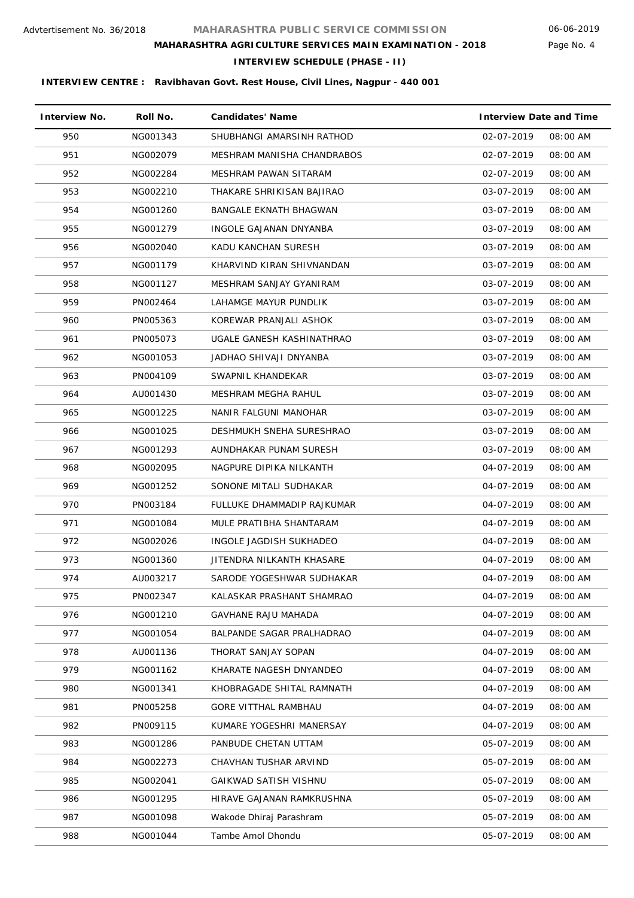Advtertisement No. 36/2018

**MAHARASHTRA PUBLIC SERVICE COMMISSION**

06-06-2019

**MAHARASHTRA AGRICULTURE SERVICES MAIN EXAMINATION - 2018**

**INTERVIEW SCHEDULE (PHASE - II)**

**INTERVIEW CENTRE : Ravibhavan Govt. Rest House, Civil Lines, Nagpur - 440 001**

| Interview No. | Roll No. | Candidates' Name | Interview Date and Time | |
|---|---|---|---|---|
| 950 | NG001343 | SHUBHANGI AMARSINH RATHOD | 02-07-2019 | 08:00 AM |
| 951 | NG002079 | MESHRAM MANISHA CHANDRABOS | 02-07-2019 | 08:00 AM |
| 952 | NG002284 | MESHRAM PAWAN SITARAM | 02-07-2019 | 08:00 AM |
| 953 | NG002210 | THAKARE SHRIKISAN BAJIRAO | 03-07-2019 | 08:00 AM |
| 954 | NG001260 | BANGALE EKNATH BHAGWAN | 03-07-2019 | 08:00 AM |
| 955 | NG001279 | INGOLE GAJANAN DNYANBA | 03-07-2019 | 08:00 AM |
| 956 | NG002040 | KADU KANCHAN SURESH | 03-07-2019 | 08:00 AM |
| 957 | NG001179 | KHARVIND KIRAN SHIVNANDAN | 03-07-2019 | 08:00 AM |
| 958 | NG001127 | MESHRAM SANJAY GYANIRAM | 03-07-2019 | 08:00 AM |
| 959 | PN002464 | LAHAMGE MAYUR PUNDLIK | 03-07-2019 | 08:00 AM |
| 960 | PN005363 | KOREWAR PRANJALI ASHOK | 03-07-2019 | 08:00 AM |
| 961 | PN005073 | UGALE GANESH KASHINATHRAO | 03-07-2019 | 08:00 AM |
| 962 | NG001053 | JADHAO SHIVAJI DNYANBA | 03-07-2019 | 08:00 AM |
| 963 | PN004109 | SWAPNIL KHANDEKAR | 03-07-2019 | 08:00 AM |
| 964 | AU001430 | MESHRAM MEGHA RAHUL | 03-07-2019 | 08:00 AM |
| 965 | NG001225 | NANIR FALGUNI MANOHAR | 03-07-2019 | 08:00 AM |
| 966 | NG001025 | DESHMUKH SNEHA SURESHRAO | 03-07-2019 | 08:00 AM |
| 967 | NG001293 | AUNDHAKAR PUNAM SURESH | 03-07-2019 | 08:00 AM |
| 968 | NG002095 | NAGPURE DIPIKA NILKANTH | 04-07-2019 | 08:00 AM |
| 969 | NG001252 | SONONE MITALI SUDHAKAR | 04-07-2019 | 08:00 AM |
| 970 | PN003184 | FULLUKE DHAMMADIP RAJKUMAR | 04-07-2019 | 08:00 AM |
| 971 | NG001084 | MULE PRATIBHA SHANTARAM | 04-07-2019 | 08:00 AM |
| 972 | NG002026 | INGOLE JAGDISH SUKHADEO | 04-07-2019 | 08:00 AM |
| 973 | NG001360 | JITENDRA NILKANTH KHASARE | 04-07-2019 | 08:00 AM |
| 974 | AU003217 | SARODE YOGESHWAR SUDHAKAR | 04-07-2019 | 08:00 AM |
| 975 | PN002347 | KALASKAR PRASHANT SHAMRAO | 04-07-2019 | 08:00 AM |
| 976 | NG001210 | GAVHANE RAJU MAHADA | 04-07-2019 | 08:00 AM |
| 977 | NG001054 | BALPANDE SAGAR PRALHADRAO | 04-07-2019 | 08:00 AM |
| 978 | AU001136 | THORAT SANJAY SOPAN | 04-07-2019 | 08:00 AM |
| 979 | NG001162 | KHARATE NAGESH DNYANDEO | 04-07-2019 | 08:00 AM |
| 980 | NG001341 | KHOBRAGADE SHITAL RAMNATH | 04-07-2019 | 08:00 AM |
| 981 | PN005258 | GORE VITTHAL RAMBHAU | 04-07-2019 | 08:00 AM |
| 982 | PN009115 | KUMARE YOGESHRI MANERSAY | 04-07-2019 | 08:00 AM |
| 983 | NG001286 | PANBUDE CHETAN UTTAM | 05-07-2019 | 08:00 AM |
| 984 | NG002273 | CHAVHAN TUSHAR ARVIND | 05-07-2019 | 08:00 AM |
| 985 | NG002041 | GAIKWAD SATISH VISHNU | 05-07-2019 | 08:00 AM |
| 986 | NG001295 | HIRAVE GAJANAN RAMKRUSHNA | 05-07-2019 | 08:00 AM |
| 987 | NG001098 | Wakode Dhiraj Parashram | 05-07-2019 | 08:00 AM |
| 988 | NG001044 | Tambe Amol Dhondu | 05-07-2019 | 08:00 AM |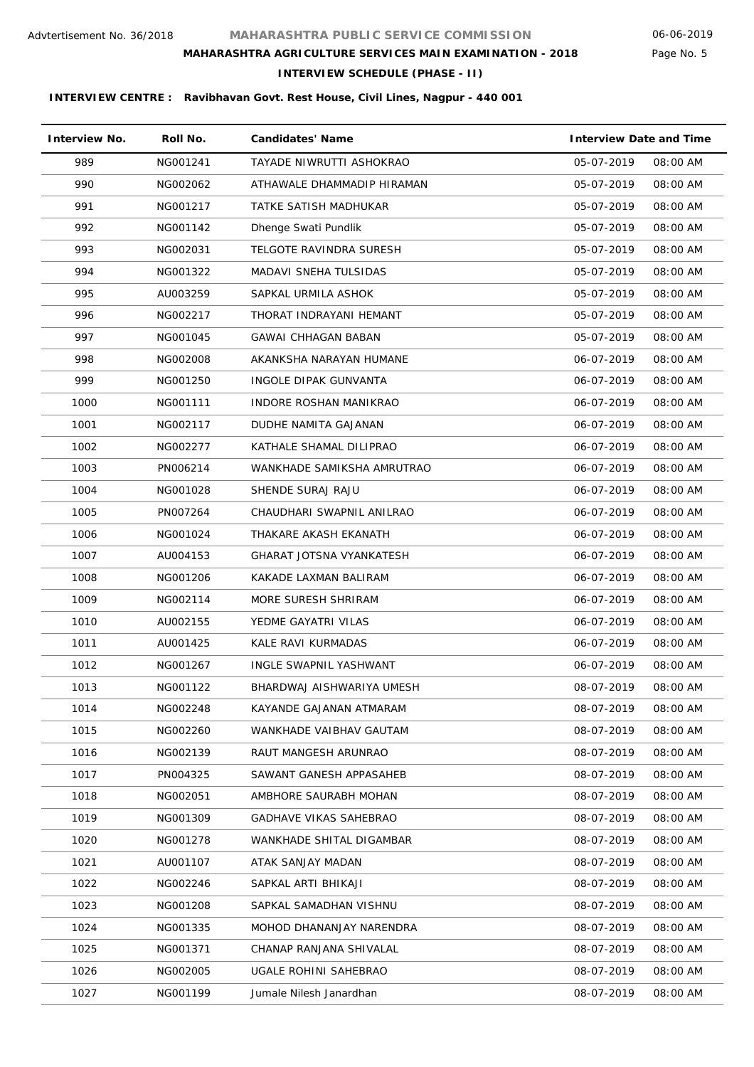Advtertisement No. 36/2018

# MAHARASHTRA PUBLIC SERVICE COMMISSION

06-06-2019

## MAHARASHTRA AGRICULTURE SERVICES MAIN EXAMINATION - 2018

### INTERVIEW SCHEDULE (PHASE - II)

**INTERVIEW CENTRE : Ravibhavan Govt. Rest House, Civil Lines, Nagpur - 440 001**

| Interview No. | Roll No. | Candidates' Name | Interview Date and Time | |
|---|---|---|---|---|
| 989 | NG001241 | TAYADE NIWRUTTI ASHOKRAO | 05-07-2019 | 08:00 AM |
| 990 | NG002062 | ATHAWALE DHAMMADIP HIRAMAN | 05-07-2019 | 08:00 AM |
| 991 | NG001217 | TATKE SATISH MADHUKAR | 05-07-2019 | 08:00 AM |
| 992 | NG001142 | Dhenge Swati Pundlik | 05-07-2019 | 08:00 AM |
| 993 | NG002031 | TELGOTE RAVINDRA SURESH | 05-07-2019 | 08:00 AM |
| 994 | NG001322 | MADAVI SNEHA TULSIDAS | 05-07-2019 | 08:00 AM |
| 995 | AU003259 | SAPKAL URMILA ASHOK | 05-07-2019 | 08:00 AM |
| 996 | NG002217 | THORAT INDRAYANI HEMANT | 05-07-2019 | 08:00 AM |
| 997 | NG001045 | GAWAI CHHAGAN BABAN | 05-07-2019 | 08:00 AM |
| 998 | NG002008 | AKANKSHA NARAYAN HUMANE | 06-07-2019 | 08:00 AM |
| 999 | NG001250 | INGOLE DIPAK GUNVANTA | 06-07-2019 | 08:00 AM |
| 1000 | NG001111 | INDORE ROSHAN MANIKRAO | 06-07-2019 | 08:00 AM |
| 1001 | NG002117 | DUDHE NAMITA GAJANAN | 06-07-2019 | 08:00 AM |
| 1002 | NG002277 | KATHALE SHAMAL DILIPRAO | 06-07-2019 | 08:00 AM |
| 1003 | PN006214 | WANKHADE SAMIKSHA AMRUTRAO | 06-07-2019 | 08:00 AM |
| 1004 | NG001028 | SHENDE SURAJ RAJU | 06-07-2019 | 08:00 AM |
| 1005 | PN007264 | CHAUDHARI SWAPNIL ANILRAO | 06-07-2019 | 08:00 AM |
| 1006 | NG001024 | THAKARE AKASH EKANATH | 06-07-2019 | 08:00 AM |
| 1007 | AU004153 | GHARAT JOTSNA VYANKATESH | 06-07-2019 | 08:00 AM |
| 1008 | NG001206 | KAKADE LAXMAN BALIRAM | 06-07-2019 | 08:00 AM |
| 1009 | NG002114 | MORE SURESH SHRIRAM | 06-07-2019 | 08:00 AM |
| 1010 | AU002155 | YEDME GAYATRI VILAS | 06-07-2019 | 08:00 AM |
| 1011 | AU001425 | KALE RAVI KURMADAS | 06-07-2019 | 08:00 AM |
| 1012 | NG001267 | INGLE SWAPNIL YASHWANT | 06-07-2019 | 08:00 AM |
| 1013 | NG001122 | BHARDWAJ AISHWARIYA UMESH | 08-07-2019 | 08:00 AM |
| 1014 | NG002248 | KAYANDE GAJANAN ATMARAM | 08-07-2019 | 08:00 AM |
| 1015 | NG002260 | WANKHADE VAIBHAV GAUTAM | 08-07-2019 | 08:00 AM |
| 1016 | NG002139 | RAUT MANGESH ARUNRAO | 08-07-2019 | 08:00 AM |
| 1017 | PN004325 | SAWANT GANESH APPASAHEB | 08-07-2019 | 08:00 AM |
| 1018 | NG002051 | AMBHORE SAURABH MOHAN | 08-07-2019 | 08:00 AM |
| 1019 | NG001309 | GADHAVE VIKAS SAHEBRAO | 08-07-2019 | 08:00 AM |
| 1020 | NG001278 | WANKHADE SHITAL DIGAMBAR | 08-07-2019 | 08:00 AM |
| 1021 | AU001107 | ATAK SANJAY MADAN | 08-07-2019 | 08:00 AM |
| 1022 | NG002246 | SAPKAL ARTI BHIKAJI | 08-07-2019 | 08:00 AM |
| 1023 | NG001208 | SAPKAL SAMADHAN VISHNU | 08-07-2019 | 08:00 AM |
| 1024 | NG001335 | MOHOD DHANANJAY NARENDRA | 08-07-2019 | 08:00 AM |
| 1025 | NG001371 | CHANAP RANJANA SHIVALAL | 08-07-2019 | 08:00 AM |
| 1026 | NG002005 | UGALE ROHINI SAHEBRAO | 08-07-2019 | 08:00 AM |
| 1027 | NG001199 | Jumale Nilesh Janardhan | 08-07-2019 | 08:00 AM |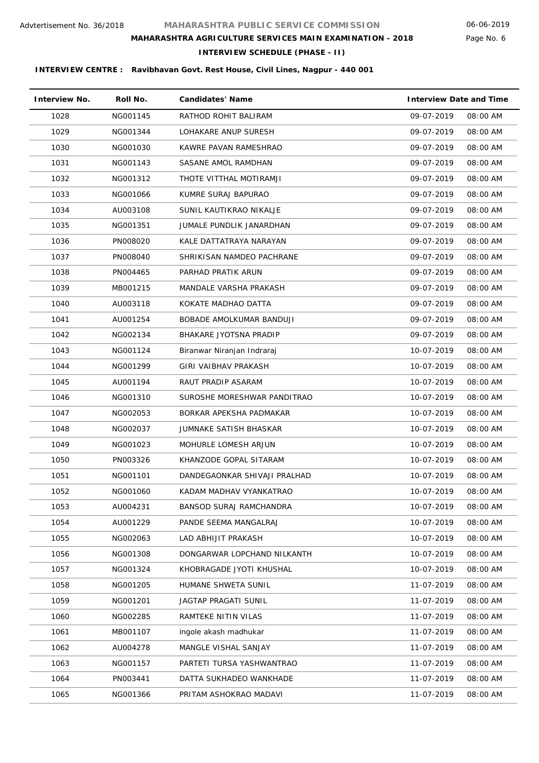Advtertisement No. 36/2018

# MAHARASHTRA PUBLIC SERVICE COMMISSION

06-06-2019

## MAHARASHTRA AGRICULTURE SERVICES MAIN EXAMINATION - 2018

### INTERVIEW SCHEDULE (PHASE - II)

**INTERVIEW CENTRE : Ravibhavan Govt. Rest House, Civil Lines, Nagpur - 440 001**

| Interview No. | Roll No. | Candidates' Name | Interview Date and Time | |
|---|---|---|---|---|
| 1028 | NG001145 | RATHOD ROHIT BALIRAM | 09-07-2019 | 08:00 AM |
| 1029 | NG001344 | LOHAKARE ANUP SURESH | 09-07-2019 | 08:00 AM |
| 1030 | NG001030 | KAWRE PAVAN RAMESHRAO | 09-07-2019 | 08:00 AM |
| 1031 | NG001143 | SASANE AMOL RAMDHAN | 09-07-2019 | 08:00 AM |
| 1032 | NG001312 | THOTE VITTHAL MOTIRAMJI | 09-07-2019 | 08:00 AM |
| 1033 | NG001066 | KUMRE SURAJ BAPURAO | 09-07-2019 | 08:00 AM |
| 1034 | AU003108 | SUNIL KAUTIKRAO NIKALJE | 09-07-2019 | 08:00 AM |
| 1035 | NG001351 | JUMALE PUNDLIK JANARDHAN | 09-07-2019 | 08:00 AM |
| 1036 | PN008020 | KALE DATTATRAYA NARAYAN | 09-07-2019 | 08:00 AM |
| 1037 | PN008040 | SHRIKISAN NAMDEO PACHRANE | 09-07-2019 | 08:00 AM |
| 1038 | PN004465 | PARHAD PRATIK ARUN | 09-07-2019 | 08:00 AM |
| 1039 | MB001215 | MANDALE VARSHA PRAKASH | 09-07-2019 | 08:00 AM |
| 1040 | AU003118 | KOKATE MADHAO DATTA | 09-07-2019 | 08:00 AM |
| 1041 | AU001254 | BOBADE AMOLKUMAR BANDUJI | 09-07-2019 | 08:00 AM |
| 1042 | NG002134 | BHAKARE JYOTSNA PRADIP | 09-07-2019 | 08:00 AM |
| 1043 | NG001124 | Biranwar Niranjan Indraraj | 10-07-2019 | 08:00 AM |
| 1044 | NG001299 | GIRI VAIBHAV PRAKASH | 10-07-2019 | 08:00 AM |
| 1045 | AU001194 | RAUT PRADIP ASARAM | 10-07-2019 | 08:00 AM |
| 1046 | NG001310 | SUROSHE MORESHWAR PANDITRAO | 10-07-2019 | 08:00 AM |
| 1047 | NG002053 | BORKAR APEKSHA PADMAKAR | 10-07-2019 | 08:00 AM |
| 1048 | NG002037 | JUMNAKE SATISH BHASKAR | 10-07-2019 | 08:00 AM |
| 1049 | NG001023 | MOHURLE LOMESH ARJUN | 10-07-2019 | 08:00 AM |
| 1050 | PN003326 | KHANZODE GOPAL SITARAM | 10-07-2019 | 08:00 AM |
| 1051 | NG001101 | DANDEGAONKAR SHIVAJI PRALHAD | 10-07-2019 | 08:00 AM |
| 1052 | NG001060 | KADAM MADHAV VYANKATRAO | 10-07-2019 | 08:00 AM |
| 1053 | AU004231 | BANSOD SURAJ RAMCHANDRA | 10-07-2019 | 08:00 AM |
| 1054 | AU001229 | PANDE SEEMA MANGALRAJ | 10-07-2019 | 08:00 AM |
| 1055 | NG002063 | LAD ABHIJIT PRAKASH | 10-07-2019 | 08:00 AM |
| 1056 | NG001308 | DONGARWAR LOPCHAND NILKANTH | 10-07-2019 | 08:00 AM |
| 1057 | NG001324 | KHOBRAGADE JYOTI KHUSHAL | 10-07-2019 | 08:00 AM |
| 1058 | NG001205 | HUMANE SHWETA SUNIL | 11-07-2019 | 08:00 AM |
| 1059 | NG001201 | JAGTAP PRAGATI SUNIL | 11-07-2019 | 08:00 AM |
| 1060 | NG002285 | RAMTEKE NITIN VILAS | 11-07-2019 | 08:00 AM |
| 1061 | MB001107 | ingole akash madhukar | 11-07-2019 | 08:00 AM |
| 1062 | AU004278 | MANGLE VISHAL SANJAY | 11-07-2019 | 08:00 AM |
| 1063 | NG001157 | PARTETI TURSA YASHWANTRAO | 11-07-2019 | 08:00 AM |
| 1064 | PN003441 | DATTA SUKHADEO WANKHADE | 11-07-2019 | 08:00 AM |
| 1065 | NG001366 | PRITAM ASHOKRAO MADAVI | 11-07-2019 | 08:00 AM |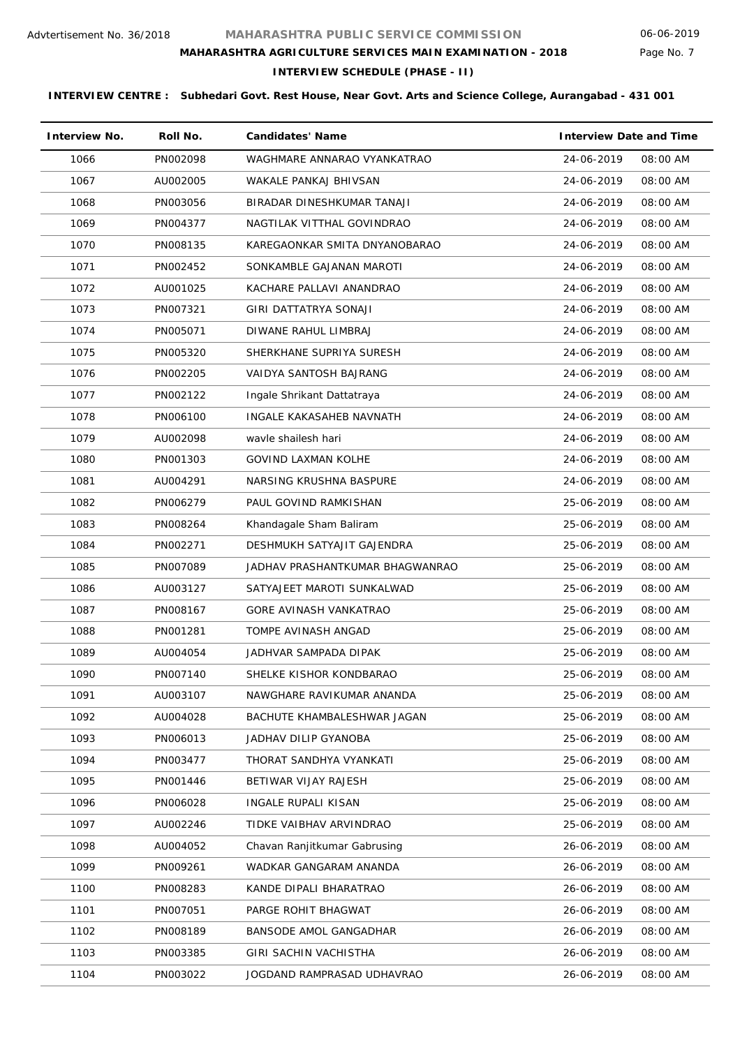Advtertisement No. 36/2018

# MAHARASHTRA PUBLIC SERVICE COMMISSION

06-06-2019

## MAHARASHTRA AGRICULTURE SERVICES MAIN EXAMINATION - 2018

### INTERVIEW SCHEDULE (PHASE - II)

**INTERVIEW CENTRE : Subhedari Govt. Rest House, Near Govt. Arts and Science College, Aurangabad - 431 001**

| Interview No. | Roll No. | Candidates' Name | Interview Date and Time | |
|---|---|---|---|---|
| 1066 | PN002098 | WAGHMARE ANNARAO VYANKATRAO | 24-06-2019 | 08:00 AM |
| 1067 | AU002005 | WAKALE PANKAJ BHIVSAN | 24-06-2019 | 08:00 AM |
| 1068 | PN003056 | BIRADAR DINESHKUMAR TANAJI | 24-06-2019 | 08:00 AM |
| 1069 | PN004377 | NAGTILAK VITTHAL GOVINDRAO | 24-06-2019 | 08:00 AM |
| 1070 | PN008135 | KAREGAONKAR SMITA DNYANOBARAO | 24-06-2019 | 08:00 AM |
| 1071 | PN002452 | SONKAMBLE GAJANAN MAROTI | 24-06-2019 | 08:00 AM |
| 1072 | AU001025 | KACHARE PALLAVI ANANDRAO | 24-06-2019 | 08:00 AM |
| 1073 | PN007321 | GIRI DATTATRYA SONAJI | 24-06-2019 | 08:00 AM |
| 1074 | PN005071 | DIWANE RAHUL LIMBRAJ | 24-06-2019 | 08:00 AM |
| 1075 | PN005320 | SHERKHANE SUPRIYA SURESH | 24-06-2019 | 08:00 AM |
| 1076 | PN002205 | VAIDYA SANTOSH BAJRANG | 24-06-2019 | 08:00 AM |
| 1077 | PN002122 | Ingale Shrikant Dattatraya | 24-06-2019 | 08:00 AM |
| 1078 | PN006100 | INGALE KAKASAHEB NAVNATH | 24-06-2019 | 08:00 AM |
| 1079 | AU002098 | wavle shailesh hari | 24-06-2019 | 08:00 AM |
| 1080 | PN001303 | GOVIND LAXMAN KOLHE | 24-06-2019 | 08:00 AM |
| 1081 | AU004291 | NARSING KRUSHNA BASPURE | 24-06-2019 | 08:00 AM |
| 1082 | PN006279 | PAUL GOVIND RAMKISHAN | 25-06-2019 | 08:00 AM |
| 1083 | PN008264 | Khandagale Sham Baliram | 25-06-2019 | 08:00 AM |
| 1084 | PN002271 | DESHMUKH SATYAJIT GAJENDRA | 25-06-2019 | 08:00 AM |
| 1085 | PN007089 | JADHAV PRASHANTKUMAR BHAGWANRAO | 25-06-2019 | 08:00 AM |
| 1086 | AU003127 | SATYAJEET MAROTI SUNKALWAD | 25-06-2019 | 08:00 AM |
| 1087 | PN008167 | GORE AVINASH VANKATRAO | 25-06-2019 | 08:00 AM |
| 1088 | PN001281 | TOMPE AVINASH ANGAD | 25-06-2019 | 08:00 AM |
| 1089 | AU004054 | JADHVAR SAMPADA DIPAK | 25-06-2019 | 08:00 AM |
| 1090 | PN007140 | SHELKE KISHOR KONDBARAO | 25-06-2019 | 08:00 AM |
| 1091 | AU003107 | NAWGHARE RAVIKUMAR ANANDA | 25-06-2019 | 08:00 AM |
| 1092 | AU004028 | BACHUTE KHAMBALESHWAR JAGAN | 25-06-2019 | 08:00 AM |
| 1093 | PN006013 | JADHAV DILIP GYANOBA | 25-06-2019 | 08:00 AM |
| 1094 | PN003477 | THORAT SANDHYA VYANKATI | 25-06-2019 | 08:00 AM |
| 1095 | PN001446 | BETIWAR VIJAY RAJESH | 25-06-2019 | 08:00 AM |
| 1096 | PN006028 | INGALE RUPALI KISAN | 25-06-2019 | 08:00 AM |
| 1097 | AU002246 | TIDKE VAIBHAV ARVINDRAO | 25-06-2019 | 08:00 AM |
| 1098 | AU004052 | Chavan Ranjitkumar Gabrusing | 26-06-2019 | 08:00 AM |
| 1099 | PN009261 | WADKAR GANGARAM ANANDA | 26-06-2019 | 08:00 AM |
| 1100 | PN008283 | KANDE DIPALI BHARATRAO | 26-06-2019 | 08:00 AM |
| 1101 | PN007051 | PARGE ROHIT BHAGWAT | 26-06-2019 | 08:00 AM |
| 1102 | PN008189 | BANSODE AMOL GANGADHAR | 26-06-2019 | 08:00 AM |
| 1103 | PN003385 | GIRI SACHIN VACHISTHA | 26-06-2019 | 08:00 AM |
| 1104 | PN003022 | JOGDAND RAMPRASAD UDHAVRAO | 26-06-2019 | 08:00 AM |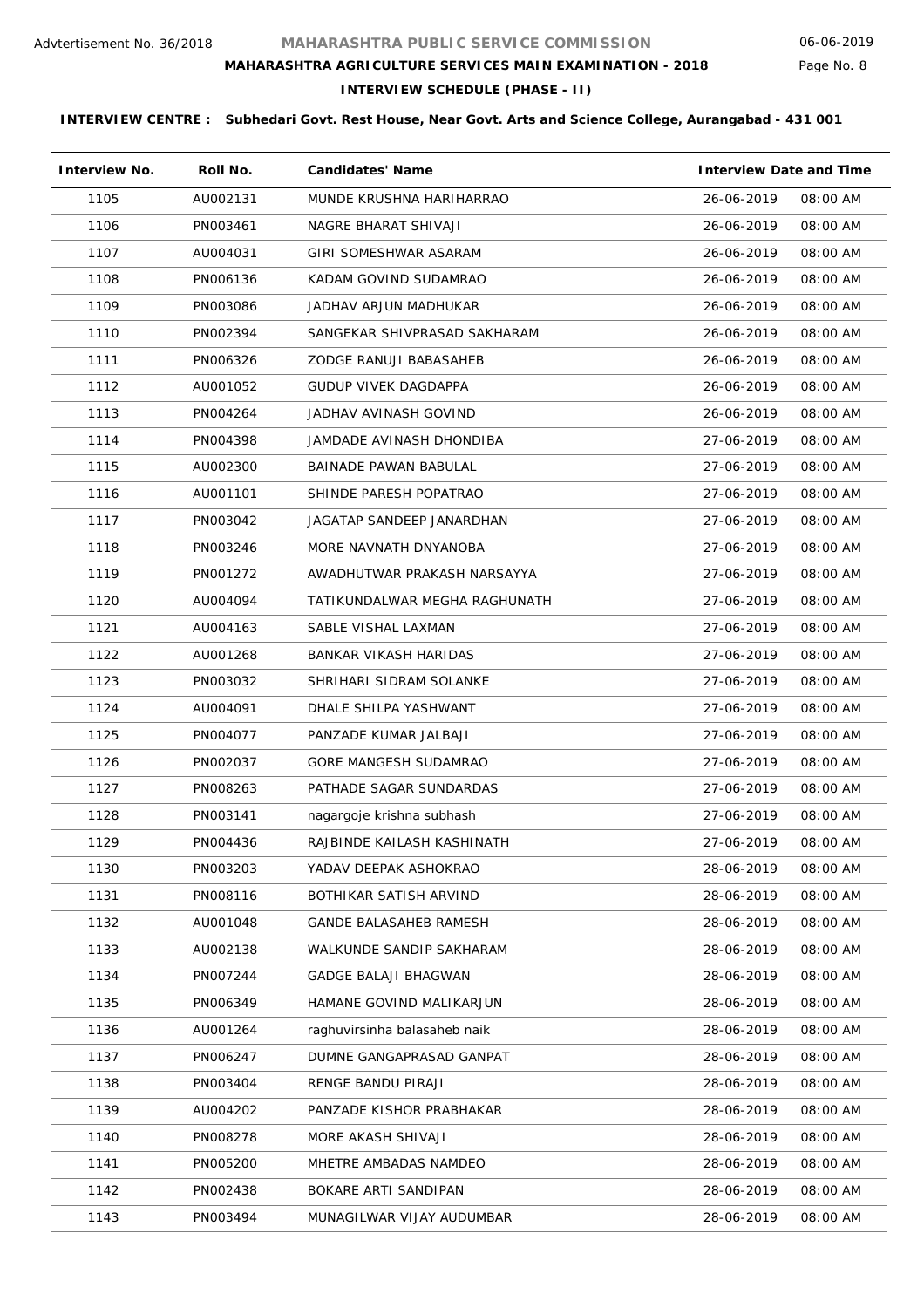Advtertisement No. 36/2018

# MAHARASHTRA PUBLIC SERVICE COMMISSION

06-06-2019

## MAHARASHTRA AGRICULTURE SERVICES MAIN EXAMINATION - 2018

### INTERVIEW SCHEDULE (PHASE - II)

**INTERVIEW CENTRE : Subhedari Govt. Rest House, Near Govt. Arts and Science College, Aurangabad - 431 001**

| Interview No. | Roll No. | Candidates' Name | Interview Date and Time | |
|---|---|---|---|---|
| 1105 | AU002131 | MUNDE KRUSHNA HARIHARRAO | 26-06-2019 | 08:00 AM |
| 1106 | PN003461 | NAGRE BHARAT SHIVAJI | 26-06-2019 | 08:00 AM |
| 1107 | AU004031 | GIRI SOMESHWAR ASARAM | 26-06-2019 | 08:00 AM |
| 1108 | PN006136 | KADAM GOVIND SUDAMRAO | 26-06-2019 | 08:00 AM |
| 1109 | PN003086 | JADHAV ARJUN MADHUKAR | 26-06-2019 | 08:00 AM |
| 1110 | PN002394 | SANGEKAR SHIVPRASAD SAKHARAM | 26-06-2019 | 08:00 AM |
| 1111 | PN006326 | ZODGE RANUJI BABASAHEB | 26-06-2019 | 08:00 AM |
| 1112 | AU001052 | GUDUP VIVEK DAGDAPPA | 26-06-2019 | 08:00 AM |
| 1113 | PN004264 | JADHAV AVINASH GOVIND | 26-06-2019 | 08:00 AM |
| 1114 | PN004398 | JAMDADE AVINASH DHONDIBA | 27-06-2019 | 08:00 AM |
| 1115 | AU002300 | BAINADE PAWAN BABULAL | 27-06-2019 | 08:00 AM |
| 1116 | AU001101 | SHINDE PARESH POPATRAO | 27-06-2019 | 08:00 AM |
| 1117 | PN003042 | JAGATAP SANDEEP JANARDHAN | 27-06-2019 | 08:00 AM |
| 1118 | PN003246 | MORE NAVNATH DNYANOBA | 27-06-2019 | 08:00 AM |
| 1119 | PN001272 | AWADHUTWAR PRAKASH NARSAYYA | 27-06-2019 | 08:00 AM |
| 1120 | AU004094 | TATIKUNDALWAR MEGHA RAGHUNATH | 27-06-2019 | 08:00 AM |
| 1121 | AU004163 | SABLE VISHAL LAXMAN | 27-06-2019 | 08:00 AM |
| 1122 | AU001268 | BANKAR VIKASH HARIDAS | 27-06-2019 | 08:00 AM |
| 1123 | PN003032 | SHRIHARI SIDRAM SOLANKE | 27-06-2019 | 08:00 AM |
| 1124 | AU004091 | DHALE SHILPA YASHWANT | 27-06-2019 | 08:00 AM |
| 1125 | PN004077 | PANZADE KUMAR JALBAJI | 27-06-2019 | 08:00 AM |
| 1126 | PN002037 | GORE MANGESH SUDAMRAO | 27-06-2019 | 08:00 AM |
| 1127 | PN008263 | PATHADE SAGAR SUNDARDAS | 27-06-2019 | 08:00 AM |
| 1128 | PN003141 | nagargoje krishna subhash | 27-06-2019 | 08:00 AM |
| 1129 | PN004436 | RAJBINDE KAILASH KASHINATH | 27-06-2019 | 08:00 AM |
| 1130 | PN003203 | YADAV DEEPAK ASHOKRAO | 28-06-2019 | 08:00 AM |
| 1131 | PN008116 | BOTHIKAR SATISH ARVIND | 28-06-2019 | 08:00 AM |
| 1132 | AU001048 | GANDE BALASAHEB RAMESH | 28-06-2019 | 08:00 AM |
| 1133 | AU002138 | WALKUNDE SANDIP SAKHARAM | 28-06-2019 | 08:00 AM |
| 1134 | PN007244 | GADGE BALAJI BHAGWAN | 28-06-2019 | 08:00 AM |
| 1135 | PN006349 | HAMANE GOVIND MALIKARJUN | 28-06-2019 | 08:00 AM |
| 1136 | AU001264 | raghuvirsinha balasaheb naik | 28-06-2019 | 08:00 AM |
| 1137 | PN006247 | DUMNE GANGAPRASAD GANPAT | 28-06-2019 | 08:00 AM |
| 1138 | PN003404 | RENGE BANDU PIRAJI | 28-06-2019 | 08:00 AM |
| 1139 | AU004202 | PANZADE KISHOR PRABHAKAR | 28-06-2019 | 08:00 AM |
| 1140 | PN008278 | MORE AKASH SHIVAJI | 28-06-2019 | 08:00 AM |
| 1141 | PN005200 | MHETRE AMBADAS NAMDEO | 28-06-2019 | 08:00 AM |
| 1142 | PN002438 | BOKARE ARTI SANDIPAN | 28-06-2019 | 08:00 AM |
| 1143 | PN003494 | MUNAGILWAR VIJAY AUDUMBAR | 28-06-2019 | 08:00 AM |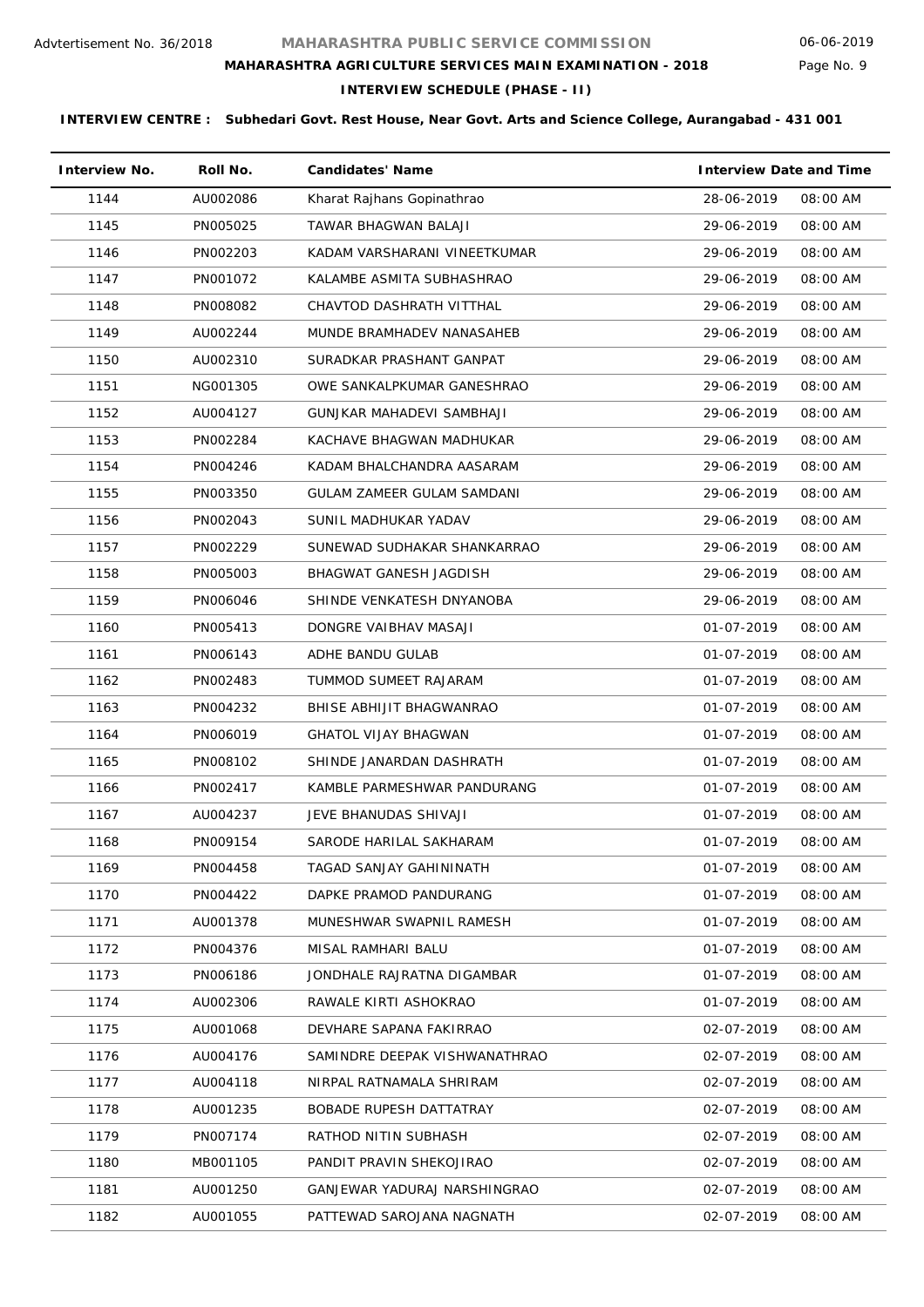Advtertisement No. 36/2018

# MAHARASHTRA PUBLIC SERVICE COMMISSION

06-06-2019

## MAHARASHTRA AGRICULTURE SERVICES MAIN EXAMINATION - 2018

### INTERVIEW SCHEDULE (PHASE - II)

**INTERVIEW CENTRE : Subhedari Govt. Rest House, Near Govt. Arts and Science College, Aurangabad - 431 001**

| Interview No. | Roll No. | Candidates' Name | Interview Date and Time | |
|---|---|---|---|---|
| 1144 | AU002086 | Kharat Rajhans Gopinathrao | 28-06-2019 | 08:00 AM |
| 1145 | PN005025 | TAWAR BHAGWAN BALAJI | 29-06-2019 | 08:00 AM |
| 1146 | PN002203 | KADAM VARSHARANI VINEETKUMAR | 29-06-2019 | 08:00 AM |
| 1147 | PN001072 | KALAMBE ASMITA SUBHASHRAO | 29-06-2019 | 08:00 AM |
| 1148 | PN008082 | CHAVTOD DASHRATH VITTHAL | 29-06-2019 | 08:00 AM |
| 1149 | AU002244 | MUNDE BRAMHADEV NANASAHEB | 29-06-2019 | 08:00 AM |
| 1150 | AU002310 | SURADKAR PRASHANT GANPAT | 29-06-2019 | 08:00 AM |
| 1151 | NG001305 | OWE SANKALPKUMAR GANESHRAO | 29-06-2019 | 08:00 AM |
| 1152 | AU004127 | GUNJKAR MAHADEVI SAMBHAJI | 29-06-2019 | 08:00 AM |
| 1153 | PN002284 | KACHAVE BHAGWAN MADHUKAR | 29-06-2019 | 08:00 AM |
| 1154 | PN004246 | KADAM BHALCHANDRA AASARAM | 29-06-2019 | 08:00 AM |
| 1155 | PN003350 | GULAM ZAMEER GULAM SAMDANI | 29-06-2019 | 08:00 AM |
| 1156 | PN002043 | SUNIL MADHUKAR YADAV | 29-06-2019 | 08:00 AM |
| 1157 | PN002229 | SUNEWAD SUDHAKAR SHANKARRAO | 29-06-2019 | 08:00 AM |
| 1158 | PN005003 | BHAGWAT GANESH JAGDISH | 29-06-2019 | 08:00 AM |
| 1159 | PN006046 | SHINDE VENKATESH DNYANOBA | 29-06-2019 | 08:00 AM |
| 1160 | PN005413 | DONGRE VAIBHAV MASAJI | 01-07-2019 | 08:00 AM |
| 1161 | PN006143 | ADHE BANDU GULAB | 01-07-2019 | 08:00 AM |
| 1162 | PN002483 | TUMMOD SUMEET RAJARAM | 01-07-2019 | 08:00 AM |
| 1163 | PN004232 | BHISE ABHIJIT BHAGWANRAO | 01-07-2019 | 08:00 AM |
| 1164 | PN006019 | GHATOL VIJAY BHAGWAN | 01-07-2019 | 08:00 AM |
| 1165 | PN008102 | SHINDE JANARDAN DASHRATH | 01-07-2019 | 08:00 AM |
| 1166 | PN002417 | KAMBLE PARMESHWAR PANDURANG | 01-07-2019 | 08:00 AM |
| 1167 | AU004237 | JEVE BHANUDAS SHIVAJI | 01-07-2019 | 08:00 AM |
| 1168 | PN009154 | SARODE HARILAL SAKHARAM | 01-07-2019 | 08:00 AM |
| 1169 | PN004458 | TAGAD SANJAY GAHININATH | 01-07-2019 | 08:00 AM |
| 1170 | PN004422 | DAPKE PRAMOD PANDURANG | 01-07-2019 | 08:00 AM |
| 1171 | AU001378 | MUNESHWAR SWAPNIL RAMESH | 01-07-2019 | 08:00 AM |
| 1172 | PN004376 | MISAL RAMHARI BALU | 01-07-2019 | 08:00 AM |
| 1173 | PN006186 | JONDHALE RAJRATNA DIGAMBAR | 01-07-2019 | 08:00 AM |
| 1174 | AU002306 | RAWALE KIRTI ASHOKRAO | 01-07-2019 | 08:00 AM |
| 1175 | AU001068 | DEVHARE SAPANA FAKIRRAO | 02-07-2019 | 08:00 AM |
| 1176 | AU004176 | SAMINDRE DEEPAK VISHWANATHRAO | 02-07-2019 | 08:00 AM |
| 1177 | AU004118 | NIRPAL RATNAMALA SHRIRAM | 02-07-2019 | 08:00 AM |
| 1178 | AU001235 | BOBADE RUPESH DATTATRAY | 02-07-2019 | 08:00 AM |
| 1179 | PN007174 | RATHOD NITIN SUBHASH | 02-07-2019 | 08:00 AM |
| 1180 | MB001105 | PANDIT PRAVIN SHEKOJIRAO | 02-07-2019 | 08:00 AM |
| 1181 | AU001250 | GANJEWAR YADURAJ NARSHINGRAO | 02-07-2019 | 08:00 AM |
| 1182 | AU001055 | PATTEWAD SAROJANA NAGNATH | 02-07-2019 | 08:00 AM |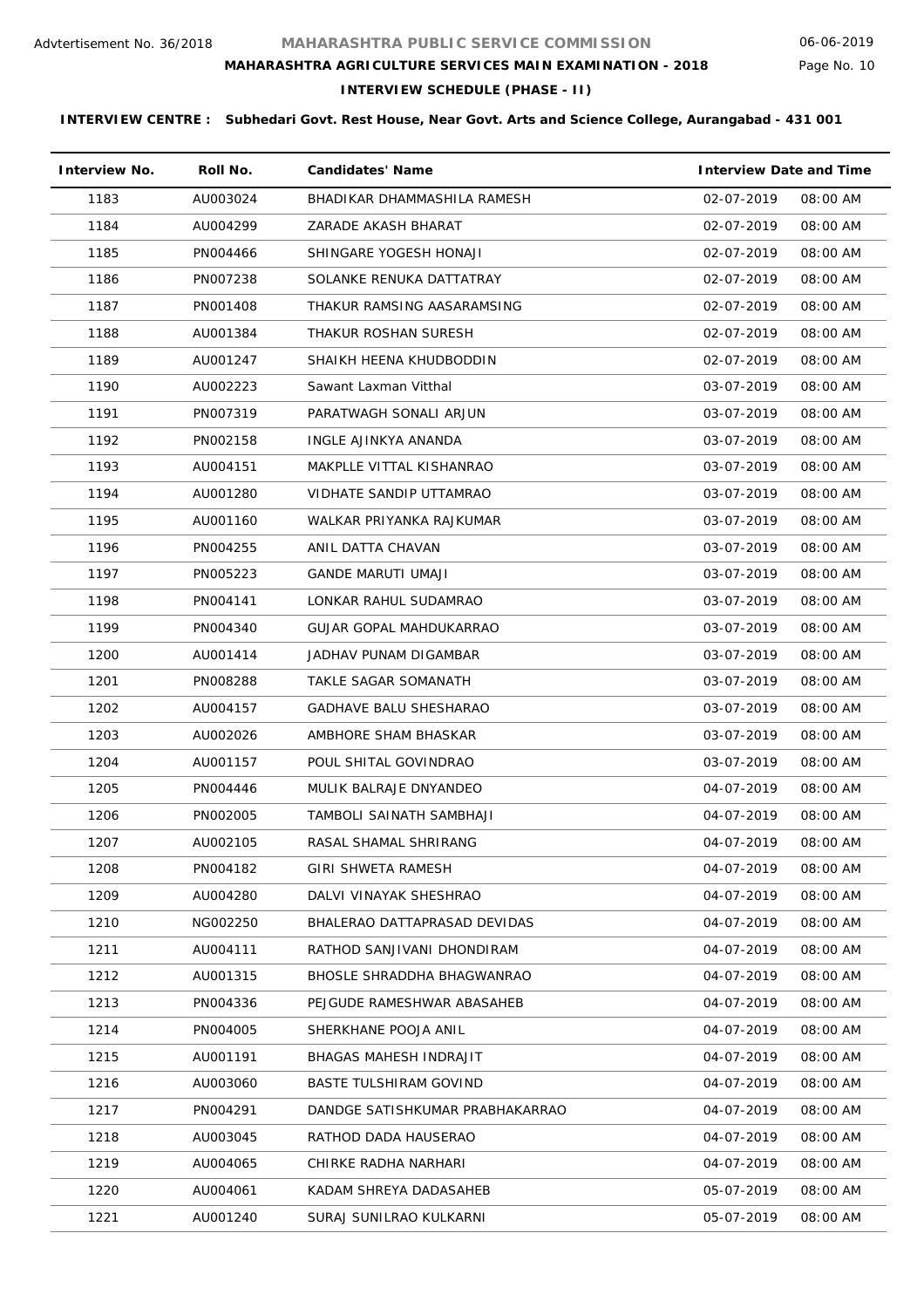Advtertisement No. 36/2018

# MAHARASHTRA PUBLIC SERVICE COMMISSION

06-06-2019

## MAHARASHTRA AGRICULTURE SERVICES MAIN EXAMINATION - 2018

### INTERVIEW SCHEDULE (PHASE - II)

**INTERVIEW CENTRE : Subhedari Govt. Rest House, Near Govt. Arts and Science College, Aurangabad - 431 001**

| Interview No. | Roll No. | Candidates' Name | Interview Date and Time | |
|---|---|---|---|---|
| 1183 | AU003024 | BHADIKAR DHAMMASHILA RAMESH | 02-07-2019 | 08:00 AM |
| 1184 | AU004299 | ZARADE AKASH BHARAT | 02-07-2019 | 08:00 AM |
| 1185 | PN004466 | SHINGARE YOGESH HONAJI | 02-07-2019 | 08:00 AM |
| 1186 | PN007238 | SOLANKE RENUKA DATTATRAY | 02-07-2019 | 08:00 AM |
| 1187 | PN001408 | THAKUR RAMSING AASARAMSING | 02-07-2019 | 08:00 AM |
| 1188 | AU001384 | THAKUR ROSHAN SURESH | 02-07-2019 | 08:00 AM |
| 1189 | AU001247 | SHAIKH HEENA KHUDBODDIN | 02-07-2019 | 08:00 AM |
| 1190 | AU002223 | Sawant Laxman Vitthal | 03-07-2019 | 08:00 AM |
| 1191 | PN007319 | PARATWAGH SONALI ARJUN | 03-07-2019 | 08:00 AM |
| 1192 | PN002158 | INGLE AJINKYA ANANDA | 03-07-2019 | 08:00 AM |
| 1193 | AU004151 | MAKPLLE VITTAL KISHANRAO | 03-07-2019 | 08:00 AM |
| 1194 | AU001280 | VIDHATE SANDIP UTTAMRAO | 03-07-2019 | 08:00 AM |
| 1195 | AU001160 | WALKAR PRIYANKA RAJKUMAR | 03-07-2019 | 08:00 AM |
| 1196 | PN004255 | ANIL DATTA CHAVAN | 03-07-2019 | 08:00 AM |
| 1197 | PN005223 | GANDE MARUTI UMAJI | 03-07-2019 | 08:00 AM |
| 1198 | PN004141 | LONKAR RAHUL SUDAMRAO | 03-07-2019 | 08:00 AM |
| 1199 | PN004340 | GUJAR GOPAL MAHDUKARRAO | 03-07-2019 | 08:00 AM |
| 1200 | AU001414 | JADHAV PUNAM DIGAMBAR | 03-07-2019 | 08:00 AM |
| 1201 | PN008288 | TAKLE SAGAR SOMANATH | 03-07-2019 | 08:00 AM |
| 1202 | AU004157 | GADHAVE BALU SHESHARAO | 03-07-2019 | 08:00 AM |
| 1203 | AU002026 | AMBHORE SHAM BHASKAR | 03-07-2019 | 08:00 AM |
| 1204 | AU001157 | POUL SHITAL GOVINDRAO | 03-07-2019 | 08:00 AM |
| 1205 | PN004446 | MULIK BALRAJE DNYANDEO | 04-07-2019 | 08:00 AM |
| 1206 | PN002005 | TAMBOLI SAINATH SAMBHAJI | 04-07-2019 | 08:00 AM |
| 1207 | AU002105 | RASAL SHAMAL SHRIRANG | 04-07-2019 | 08:00 AM |
| 1208 | PN004182 | GIRI SHWETA RAMESH | 04-07-2019 | 08:00 AM |
| 1209 | AU004280 | DALVI VINAYAK SHESHRAO | 04-07-2019 | 08:00 AM |
| 1210 | NG002250 | BHALERAO DATTAPRASAD DEVIDAS | 04-07-2019 | 08:00 AM |
| 1211 | AU004111 | RATHOD SANJIVANI DHONDIRAM | 04-07-2019 | 08:00 AM |
| 1212 | AU001315 | BHOSLE SHRADDHA BHAGWANRAO | 04-07-2019 | 08:00 AM |
| 1213 | PN004336 | PEJGUDE RAMESHWAR ABASAHEB | 04-07-2019 | 08:00 AM |
| 1214 | PN004005 | SHERKHANE POOJA ANIL | 04-07-2019 | 08:00 AM |
| 1215 | AU001191 | BHAGAS MAHESH INDRAJIT | 04-07-2019 | 08:00 AM |
| 1216 | AU003060 | BASTE TULSHIRAM GOVIND | 04-07-2019 | 08:00 AM |
| 1217 | PN004291 | DANDGE SATISHKUMAR PRABHAKARRAO | 04-07-2019 | 08:00 AM |
| 1218 | AU003045 | RATHOD DADA HAUSERAO | 04-07-2019 | 08:00 AM |
| 1219 | AU004065 | CHIRKE RADHA NARHARI | 04-07-2019 | 08:00 AM |
| 1220 | AU004061 | KADAM SHREYA DADASAHEB | 05-07-2019 | 08:00 AM |
| 1221 | AU001240 | SURAJ SUNILRAO KULKARNI | 05-07-2019 | 08:00 AM |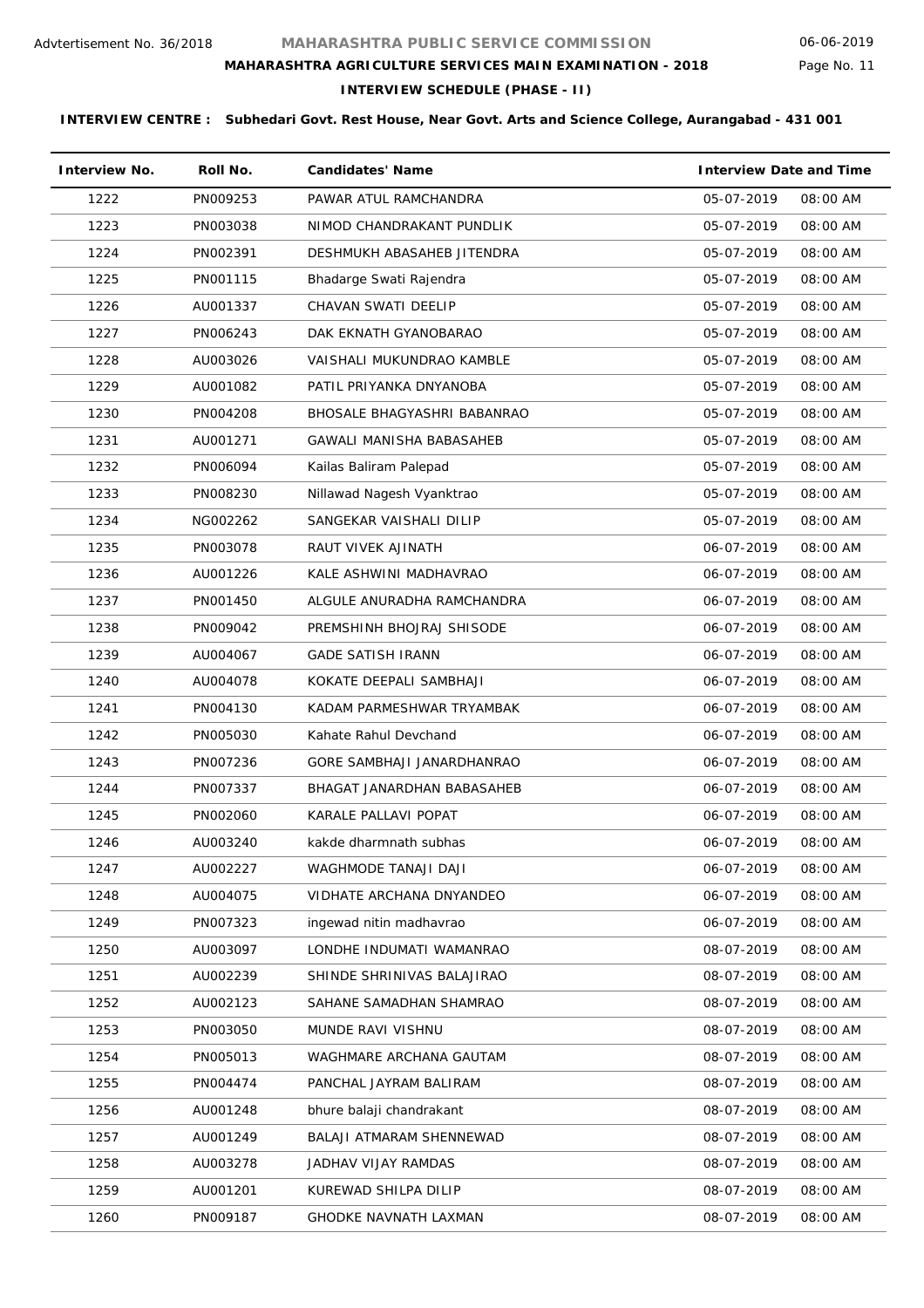Advtertisement No. 36/2018

# MAHARASHTRA PUBLIC SERVICE COMMISSION

## MAHARASHTRA AGRICULTURE SERVICES MAIN EXAMINATION - 2018

### INTERVIEW SCHEDULE (PHASE - II)

06-06-2019

**INTERVIEW CENTRE : Subhedari Govt. Rest House, Near Govt. Arts and Science College, Aurangabad - 431 001**

| Interview No. | Roll No. | Candidates' Name | Interview Date and Time | |
|---|---|---|---|---|
| 1222 | PN009253 | PAWAR ATUL RAMCHANDRA | 05-07-2019 | 08:00 AM |
| 1223 | PN003038 | NIMOD CHANDRAKANT PUNDLIK | 05-07-2019 | 08:00 AM |
| 1224 | PN002391 | DESHMUKH ABASAHEB JITENDRA | 05-07-2019 | 08:00 AM |
| 1225 | PN001115 | Bhadarge Swati Rajendra | 05-07-2019 | 08:00 AM |
| 1226 | AU001337 | CHAVAN SWATI DEELIP | 05-07-2019 | 08:00 AM |
| 1227 | PN006243 | DAK EKNATH GYANOBARAO | 05-07-2019 | 08:00 AM |
| 1228 | AU003026 | VAISHALI MUKUNDRAO KAMBLE | 05-07-2019 | 08:00 AM |
| 1229 | AU001082 | PATIL PRIYANKA DNYANOBA | 05-07-2019 | 08:00 AM |
| 1230 | PN004208 | BHOSALE BHAGYASHRI BABANRAO | 05-07-2019 | 08:00 AM |
| 1231 | AU001271 | GAWALI MANISHA BABASAHEB | 05-07-2019 | 08:00 AM |
| 1232 | PN006094 | Kailas Baliram Palepad | 05-07-2019 | 08:00 AM |
| 1233 | PN008230 | Nillawad Nagesh Vyanktrao | 05-07-2019 | 08:00 AM |
| 1234 | NG002262 | SANGEKAR VAISHALI DILIP | 05-07-2019 | 08:00 AM |
| 1235 | PN003078 | RAUT VIVEK AJINATH | 06-07-2019 | 08:00 AM |
| 1236 | AU001226 | KALE ASHWINI MADHAVRAO | 06-07-2019 | 08:00 AM |
| 1237 | PN001450 | ALGULE ANURADHA RAMCHANDRA | 06-07-2019 | 08:00 AM |
| 1238 | PN009042 | PREMSHINH BHOJRAJ SHISODE | 06-07-2019 | 08:00 AM |
| 1239 | AU004067 | GADE SATISH IRANN | 06-07-2019 | 08:00 AM |
| 1240 | AU004078 | KOKATE DEEPALI SAMBHAJI | 06-07-2019 | 08:00 AM |
| 1241 | PN004130 | KADAM PARMESHWAR TRYAMBAK | 06-07-2019 | 08:00 AM |
| 1242 | PN005030 | Kahate Rahul Devchand | 06-07-2019 | 08:00 AM |
| 1243 | PN007236 | GORE SAMBHAJI JANARDHANRAO | 06-07-2019 | 08:00 AM |
| 1244 | PN007337 | BHAGAT JANARDHAN BABASAHEB | 06-07-2019 | 08:00 AM |
| 1245 | PN002060 | KARALE PALLAVI POPAT | 06-07-2019 | 08:00 AM |
| 1246 | AU003240 | kakde dharmnath subhas | 06-07-2019 | 08:00 AM |
| 1247 | AU002227 | WAGHMODE TANAJI DAJI | 06-07-2019 | 08:00 AM |
| 1248 | AU004075 | VIDHATE ARCHANA DNYANDEO | 06-07-2019 | 08:00 AM |
| 1249 | PN007323 | ingewad nitin madhavrao | 06-07-2019 | 08:00 AM |
| 1250 | AU003097 | LONDHE INDUMATI WAMANRAO | 08-07-2019 | 08:00 AM |
| 1251 | AU002239 | SHINDE SHRINIVAS BALAJIRAO | 08-07-2019 | 08:00 AM |
| 1252 | AU002123 | SAHANE SAMADHAN SHAMRAO | 08-07-2019 | 08:00 AM |
| 1253 | PN003050 | MUNDE RAVI VISHNU | 08-07-2019 | 08:00 AM |
| 1254 | PN005013 | WAGHMARE ARCHANA GAUTAM | 08-07-2019 | 08:00 AM |
| 1255 | PN004474 | PANCHAL JAYRAM BALIRAM | 08-07-2019 | 08:00 AM |
| 1256 | AU001248 | bhure balaji chandrakant | 08-07-2019 | 08:00 AM |
| 1257 | AU001249 | BALAJI ATMARAM SHENNEWAD | 08-07-2019 | 08:00 AM |
| 1258 | AU003278 | JADHAV VIJAY RAMDAS | 08-07-2019 | 08:00 AM |
| 1259 | AU001201 | KUREWAD SHILPA DILIP | 08-07-2019 | 08:00 AM |
| 1260 | PN009187 | GHODKE NAVNATH LAXMAN | 08-07-2019 | 08:00 AM |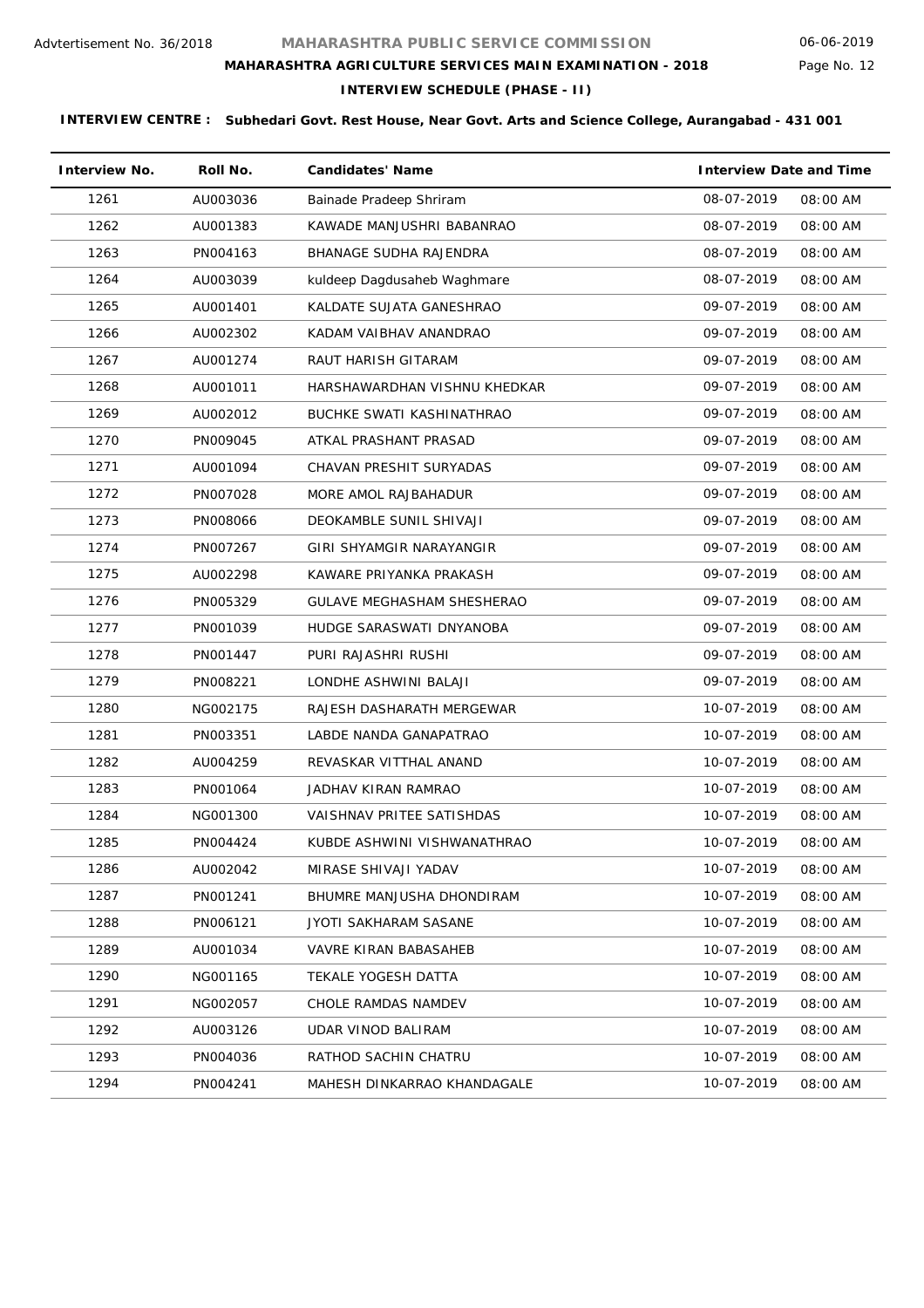Advtertisement No. 36/2018

# MAHARASHTRA PUBLIC SERVICE COMMISSION

## MAHARASHTRA AGRICULTURE SERVICES MAIN EXAMINATION - 2018

### INTERVIEW SCHEDULE (PHASE - II)

06-06-2019

**INTERVIEW CENTRE : Subhedari Govt. Rest House, Near Govt. Arts and Science College, Aurangabad - 431 001**

| Interview No. | Roll No. | Candidates' Name | Interview Date and Time | |
|---|---|---|---|---|
| 1261 | AU003036 | Bainade Pradeep Shriram | 08-07-2019 | 08:00 AM |
| 1262 | AU001383 | KAWADE MANJUSHRI BABANRAO | 08-07-2019 | 08:00 AM |
| 1263 | PN004163 | BHANAGE SUDHA RAJENDRA | 08-07-2019 | 08:00 AM |
| 1264 | AU003039 | kuldeep Dagdusaheb Waghmare | 08-07-2019 | 08:00 AM |
| 1265 | AU001401 | KALDATE SUJATA GANESHRAO | 09-07-2019 | 08:00 AM |
| 1266 | AU002302 | KADAM VAIBHAV ANANDRAO | 09-07-2019 | 08:00 AM |
| 1267 | AU001274 | RAUT HARISH GITARAM | 09-07-2019 | 08:00 AM |
| 1268 | AU001011 | HARSHAWARDHAN VISHNU KHEDKAR | 09-07-2019 | 08:00 AM |
| 1269 | AU002012 | BUCHKE SWATI KASHINATHRAO | 09-07-2019 | 08:00 AM |
| 1270 | PN009045 | ATKAL PRASHANT PRASAD | 09-07-2019 | 08:00 AM |
| 1271 | AU001094 | CHAVAN PRESHIT SURYADAS | 09-07-2019 | 08:00 AM |
| 1272 | PN007028 | MORE AMOL RAJBAHADUR | 09-07-2019 | 08:00 AM |
| 1273 | PN008066 | DEOKAMBLE SUNIL SHIVAJI | 09-07-2019 | 08:00 AM |
| 1274 | PN007267 | GIRI SHYAMGIR NARAYANGIR | 09-07-2019 | 08:00 AM |
| 1275 | AU002298 | KAWARE PRIYANKA PRAKASH | 09-07-2019 | 08:00 AM |
| 1276 | PN005329 | GULAVE MEGHASHAM SHESHERAO | 09-07-2019 | 08:00 AM |
| 1277 | PN001039 | HUDGE SARASWATI DNYANOBA | 09-07-2019 | 08:00 AM |
| 1278 | PN001447 | PURI RAJASHRI RUSHI | 09-07-2019 | 08:00 AM |
| 1279 | PN008221 | LONDHE ASHWINI BALAJI | 09-07-2019 | 08:00 AM |
| 1280 | NG002175 | RAJESH DASHARATH MERGEWAR | 10-07-2019 | 08:00 AM |
| 1281 | PN003351 | LABDE NANDA GANAPATRAO | 10-07-2019 | 08:00 AM |
| 1282 | AU004259 | REVASKAR VITTHAL ANAND | 10-07-2019 | 08:00 AM |
| 1283 | PN001064 | JADHAV KIRAN RAMRAO | 10-07-2019 | 08:00 AM |
| 1284 | NG001300 | VAISHNAV PRITEE SATISHDAS | 10-07-2019 | 08:00 AM |
| 1285 | PN004424 | KUBDE ASHWINI VISHWANATHRAO | 10-07-2019 | 08:00 AM |
| 1286 | AU002042 | MIRASE SHIVAJI YADAV | 10-07-2019 | 08:00 AM |
| 1287 | PN001241 | BHUMRE MANJUSHA DHONDIRAM | 10-07-2019 | 08:00 AM |
| 1288 | PN006121 | JYOTI SAKHARAM SASANE | 10-07-2019 | 08:00 AM |
| 1289 | AU001034 | VAVRE KIRAN BABASAHEB | 10-07-2019 | 08:00 AM |
| 1290 | NG001165 | TEKALE YOGESH DATTA | 10-07-2019 | 08:00 AM |
| 1291 | NG002057 | CHOLE RAMDAS NAMDEV | 10-07-2019 | 08:00 AM |
| 1292 | AU003126 | UDAR VINOD BALIRAM | 10-07-2019 | 08:00 AM |
| 1293 | PN004036 | RATHOD SACHIN CHATRU | 10-07-2019 | 08:00 AM |
| 1294 | PN004241 | MAHESH DINKARRAO KHANDAGALE | 10-07-2019 | 08:00 AM |